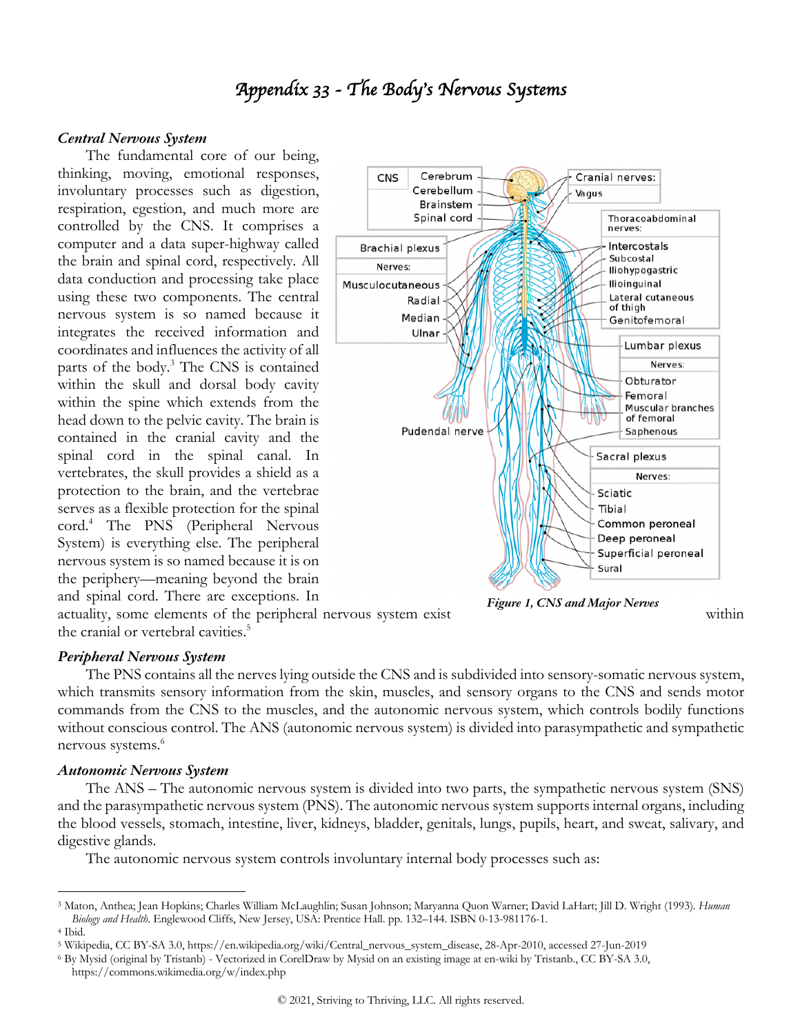# Appendix 33 - The Body's Nervous Systems

### *Central Nervous System*

The fundamental core of our being, thinking, moving, emotional responses, involuntary processes such as digestion, respiration, egestion, and much more are controlled by the CNS. It comprises a computer and a data super-highway called the brain and spinal cord, respectively. All data conduction and processing take place using these two components. The central nervous system is so named because it integrates the received information and coordinates and influences the activity of all parts of the body.[3] The CNS is contained within the skull and dorsal body cavity within the spine which extends from the head down to the pelvic cavity. The brain is contained in the cranial cavity and the spinal cord in the spinal canal. In vertebrates, the skull provides a shield as a protection to the brain, and the vertebrae serves as a flexible protection for the spinal cord.[4] The PNS (Peripheral Nervous System) is everything else. The peripheral nervous system is so named because it is on the periphery—meaning beyond the brain and spinal cord. There are exceptions. In actuality, some elements of the peripheral nervous system exist within the cranial or vertebral cavities.[5]

*Figure 1, CNS and Major Nerves*

### *Peripheral Nervous System*

The PNS contains all the nerves lying outside the CNS and is subdivided into sensory-somatic nervous system, which transmits sensory information from the skin, muscles, and sensory organs to the CNS and sends motor commands from the CNS to the muscles, and the autonomic nervous system, which controls bodily functions without conscious control. The ANS (autonomic nervous system) is divided into parasympathetic and sympathetic nervous systems.[6]

### *Autonomic Nervous System*

The ANS – The autonomic nervous system is divided into two parts, the sympathetic nervous system (SNS) and the parasympathetic nervous system (PNS). The autonomic nervous system supports internal organs, including the blood vessels, stomach, intestine, liver, kidneys, bladder, genitals, lungs, pupils, heart, and sweat, salivary, and digestive glands.

The autonomic nervous system controls involuntary internal body processes such as:

---

[3] Maton, Anthea; Jean Hopkins; Charles William McLaughlin; Susan Johnson; Maryanna Quon Warner; David LaHart; Jill D. Wright (1993). *Human Biology and Health*. Englewood Cliffs, New Jersey, USA: Prentice Hall. pp. 132–144. ISBN 0-13-981176-1.

[4] Ibid.

[5] Wikipedia, CC BY-SA 3.0, https://en.wikipedia.org/wiki/Central_nervous_system_disease, 28-Apr-2010, accessed 27-Jun-2019

[6] By Mysid (original by Tristanb) - Vectorized in CorelDraw by Mysid on an existing image at en-wiki by Tristanb., CC BY-SA 3.0, https://commons.wikimedia.org/w/index.php

© 2021, Striving to Thriving, LLC. All rights reserved.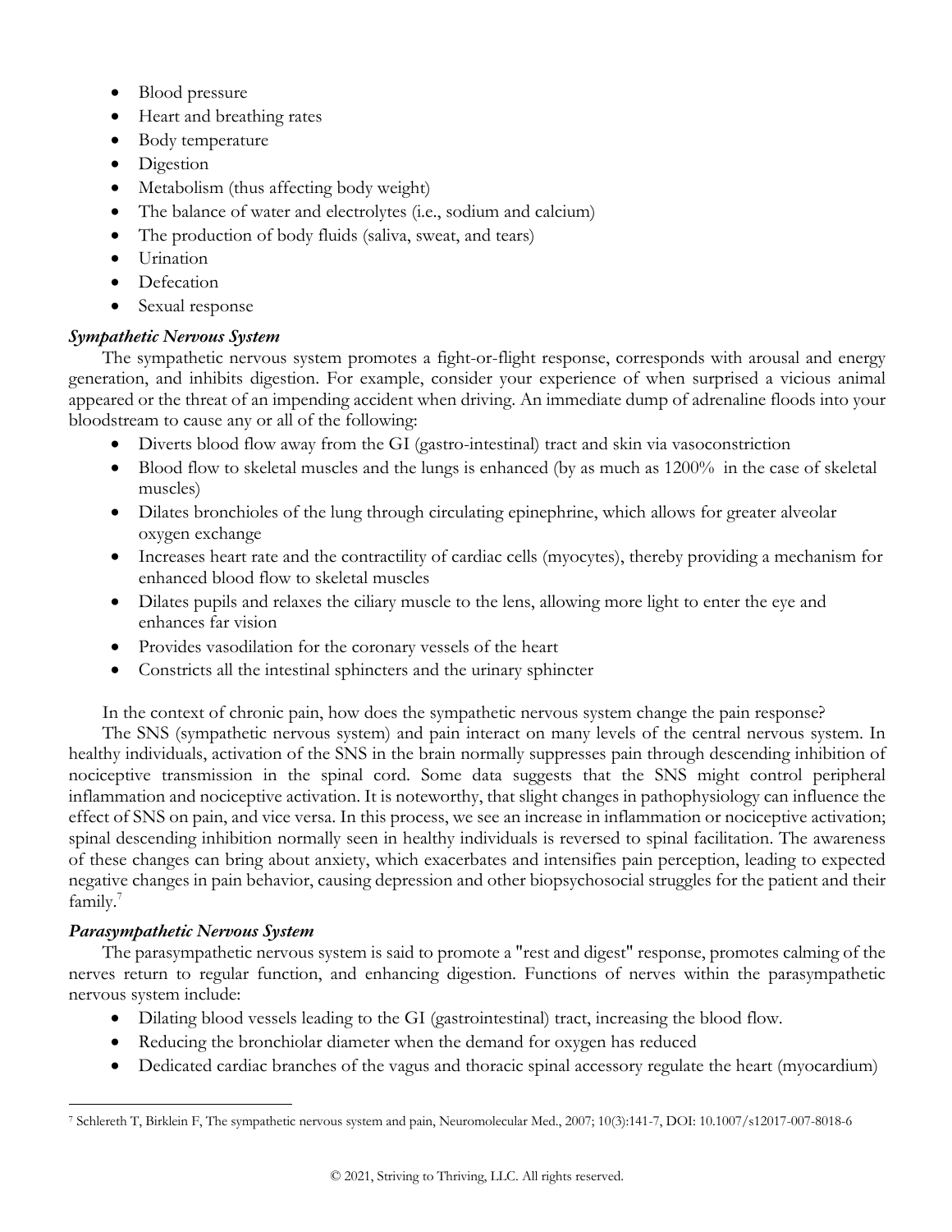- Blood pressure
- Heart and breathing rates
- Body temperature
- Digestion
- Metabolism (thus affecting body weight)
- The balance of water and electrolytes (i.e., sodium and calcium)
- The production of body fluids (saliva, sweat, and tears)
- Urination
- Defecation
- Sexual response

### *Sympathetic Nervous System*

The sympathetic nervous system promotes a fight-or-flight response, corresponds with arousal and energy generation, and inhibits digestion. For example, consider your experience of when surprised a vicious animal appeared or the threat of an impending accident when driving. An immediate dump of adrenaline floods into your bloodstream to cause any or all of the following:

- Diverts blood flow away from the GI (gastro-intestinal) tract and skin via vasoconstriction
- Blood flow to skeletal muscles and the lungs is enhanced (by as much as 1200% in the case of skeletal muscles)
- Dilates bronchioles of the lung through circulating epinephrine, which allows for greater alveolar oxygen exchange
- Increases heart rate and the contractility of cardiac cells (myocytes), thereby providing a mechanism for enhanced blood flow to skeletal muscles
- Dilates pupils and relaxes the ciliary muscle to the lens, allowing more light to enter the eye and enhances far vision
- Provides vasodilation for the coronary vessels of the heart
- Constricts all the intestinal sphincters and the urinary sphincter

In the context of chronic pain, how does the sympathetic nervous system change the pain response?

The SNS (sympathetic nervous system) and pain interact on many levels of the central nervous system. In healthy individuals, activation of the SNS in the brain normally suppresses pain through descending inhibition of nociceptive transmission in the spinal cord. Some data suggests that the SNS might control peripheral inflammation and nociceptive activation. It is noteworthy, that slight changes in pathophysiology can influence the effect of SNS on pain, and vice versa. In this process, we see an increase in inflammation or nociceptive activation; spinal descending inhibition normally seen in healthy individuals is reversed to spinal facilitation. The awareness of these changes can bring about anxiety, which exacerbates and intensifies pain perception, leading to expected negative changes in pain behavior, causing depression and other biopsychosocial struggles for the patient and their family.[7]

### *Parasympathetic Nervous System*

The parasympathetic nervous system is said to promote a "rest and digest" response, promotes calming of the nerves return to regular function, and enhancing digestion. Functions of nerves within the parasympathetic nervous system include:

- Dilating blood vessels leading to the GI (gastrointestinal) tract, increasing the blood flow.
- Reducing the bronchiolar diameter when the demand for oxygen has reduced
- Dedicated cardiac branches of the vagus and thoracic spinal accessory regulate the heart (myocardium)

---

[7] Schlereth T, Birklein F, The sympathetic nervous system and pain, Neuromolecular Med., 2007; 10(3):141-7, DOI: 10.1007/s12017-007-8018-6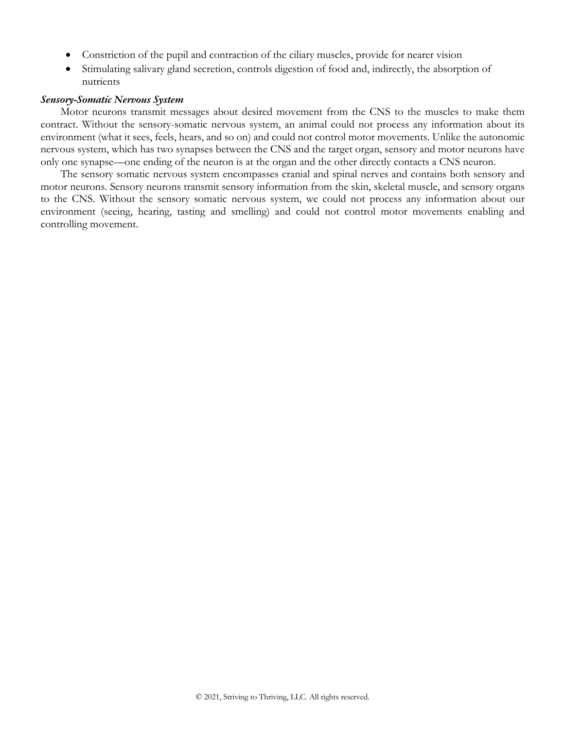- Constriction of the pupil and contraction of the ciliary muscles, provide for nearer vision
- Stimulating salivary gland secretion, controls digestion of food and, indirectly, the absorption of nutrients

***Sensory-Somatic Nervous System***

Motor neurons transmit messages about desired movement from the CNS to the muscles to make them contract. Without the sensory-somatic nervous system, an animal could not process any information about its environment (what it sees, feels, hears, and so on) and could not control motor movements. Unlike the autonomic nervous system, which has two synapses between the CNS and the target organ, sensory and motor neurons have only one synapse—one ending of the neuron is at the organ and the other directly contacts a CNS neuron.

The sensory somatic nervous system encompasses cranial and spinal nerves and contains both sensory and motor neurons. Sensory neurons transmit sensory information from the skin, skeletal muscle, and sensory organs to the CNS. Without the sensory somatic nervous system, we could not process any information about our environment (seeing, hearing, tasting and smelling) and could not control motor movements enabling and controlling movement.